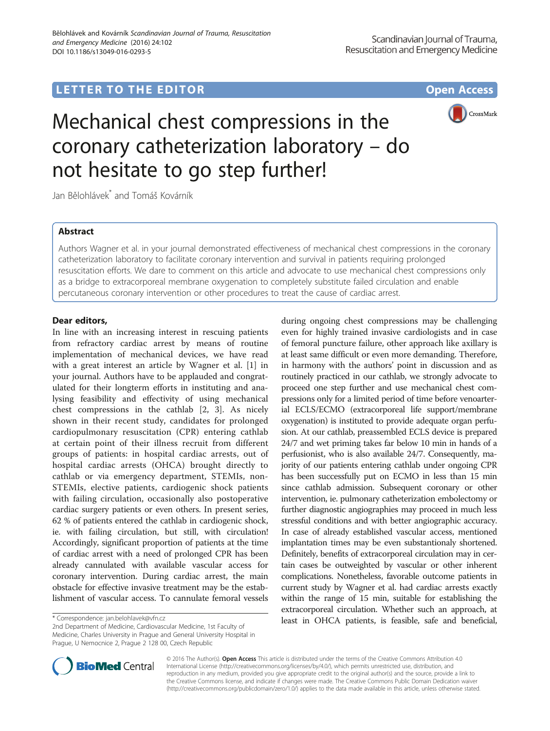LETTER TO THE EDITOR

Open Access

# Mechanical chest compressions in the coronary catheterization laboratory – do not hesitate to go step further!

Jan Bělohlávek[*] and Tomáš Kovárník

## Abstract

Authors Wagner et al. in your journal demonstrated effectiveness of mechanical chest compressions in the coronary catheterization laboratory to facilitate coronary intervention and survival in patients requiring prolonged resuscitation efforts. We dare to comment on this article and advocate to use mechanical chest compressions only as a bridge to extracorporeal membrane oxygenation to completely substitute failed circulation and enable percutaneous coronary intervention or other procedures to treat the cause of cardiac arrest.

### Dear editors,

In line with an increasing interest in rescuing patients from refractory cardiac arrest by means of routine implementation of mechanical devices, we have read with a great interest an article by Wagner et al. [1] in your journal. Authors have to be applauded and congratulated for their longterm efforts in instituting and analysing feasibility and effectivity of using mechanical chest compressions in the cathlab [2, 3]. As nicely shown in their recent study, candidates for prolonged cardiopulmonary resuscitation (CPR) entering cathlab at certain point of their illness recruit from different groups of patients: in hospital cardiac arrests, out of hospital cardiac arrests (OHCA) brought directly to cathlab or via emergency department, STEMIs, non-STEMIs, elective patients, cardiogenic shock patients with failing circulation, occasionally also postoperative cardiac surgery patients or even others. In present series, 62 % of patients entered the cathlab in cardiogenic shock, ie. with failing circulation, but still, with circulation! Accordingly, significant proportion of patients at the time of cardiac arrest with a need of prolonged CPR has been already cannulated with available vascular access for coronary intervention. During cardiac arrest, the main obstacle for effective invasive treatment may be the establishment of vascular access. To cannulate femoral vessels during ongoing chest compressions may be challenging even for highly trained invasive cardiologists and in case of femoral puncture failure, other approach like axillary is at least same difficult or even more demanding. Therefore, in harmony with the authors' point in discussion and as routinely practiced in our cathlab, we strongly advocate to proceed one step further and use mechanical chest compressions only for a limited period of time before venoarterial ECLS/ECMO (extracorporeal life support/membrane oxygenation) is instituted to provide adequate organ perfusion. At our cathlab, preassembled ECLS device is prepared 24/7 and wet priming takes far below 10 min in hands of a perfusionist, who is also available 24/7. Consequently, majority of our patients entering cathlab under ongoing CPR has been successfully put on ECMO in less than 15 min since cathlab admission. Subsequent coronary or other intervention, ie. pulmonary catheterization embolectomy or further diagnostic angiographies may proceed in much less stressful conditions and with better angiographic accuracy. In case of already established vascular access, mentioned implantation times may be even substantionaly shortened. Definitely, benefits of extracorporeal circulation may in certain cases be outweighted by vascular or other inherent complications. Nonetheless, favorable outcome patients in current study by Wagner et al. had cardiac arrests exactly within the range of 15 min, suitable for establishing the extracorporeal circulation. Whether such an approach, at least in OHCA patients, is feasible, safe and beneficial,

[*] Correspondence: jan.belohlavek@vfn.cz
2nd Department of Medicine, Cardiovascular Medicine, 1st Faculty of Medicine, Charles University in Prague and General University Hospital in Prague, U Nemocnice 2, Prague 2 128 00, Czech Republic

© 2016 The Author(s). **Open Access** This article is distributed under the terms of the Creative Commons Attribution 4.0 International License (http://creativecommons.org/licenses/by/4.0/), which permits unrestricted use, distribution, and reproduction in any medium, provided you give appropriate credit to the original author(s) and the source, provide a link to the Creative Commons license, and indicate if changes were made. The Creative Commons Public Domain Dedication waiver (http://creativecommons.org/publicdomain/zero/1.0/) applies to the data made available in this article, unless otherwise stated.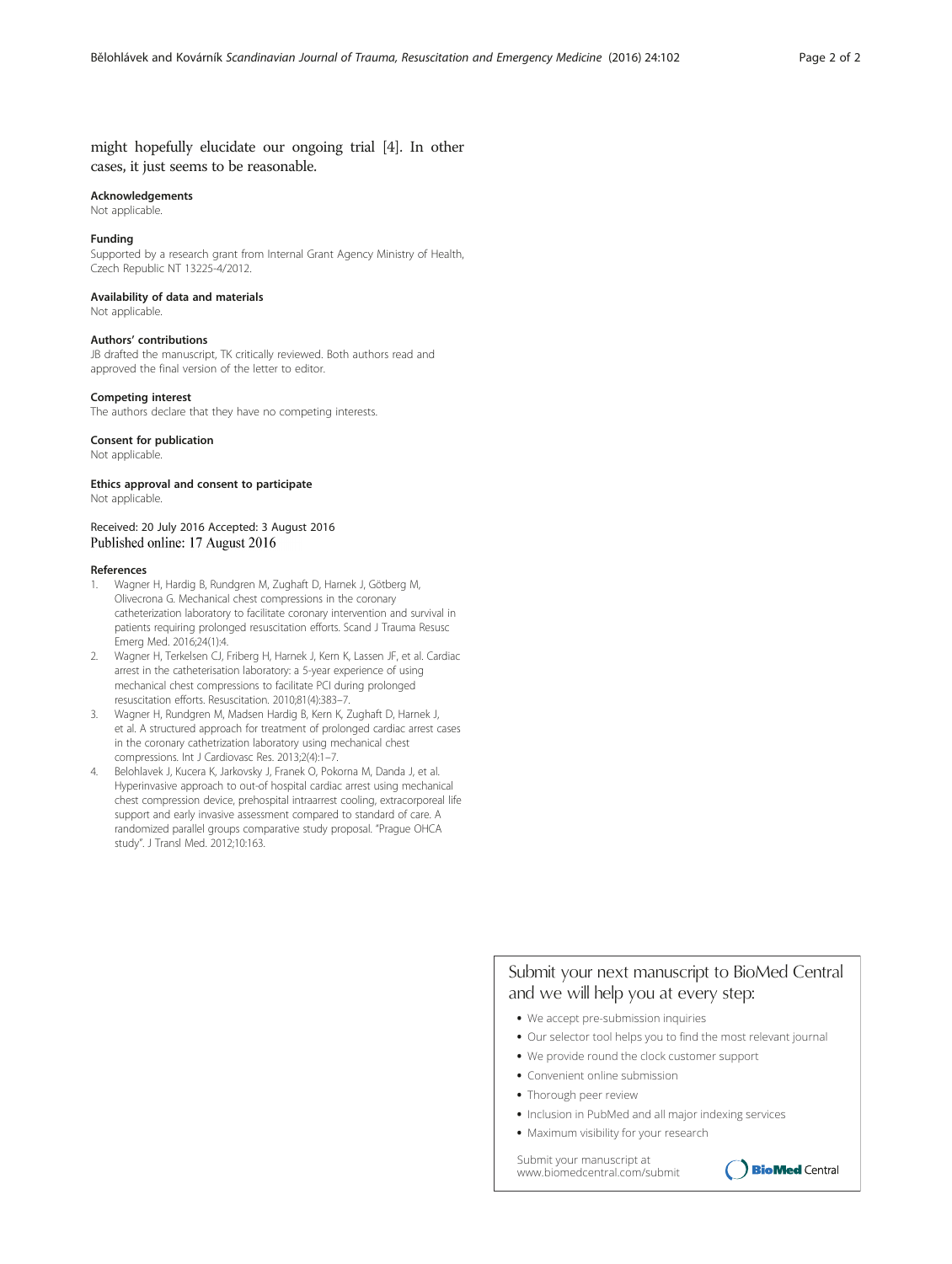might hopefully elucidate our ongoing trial [4]. In other cases, it just seems to be reasonable.

### Acknowledgements

Not applicable.

### Funding

Supported by a research grant from Internal Grant Agency Ministry of Health, Czech Republic NT 13225-4/2012.

### Availability of data and materials

Not applicable.

### Authors' contributions

JB drafted the manuscript, TK critically reviewed. Both authors read and approved the final version of the letter to editor.

### Competing interest

The authors declare that they have no competing interests.

### Consent for publication

Not applicable.

### Ethics approval and consent to participate

Not applicable.

Received: 20 July 2016 Accepted: 3 August 2016
Published online: 17 August 2016

### References

1. Wagner H, Hardig B, Rundgren M, Zughaft D, Harnek J, Götberg M, Olivecrona G. Mechanical chest compressions in the coronary catheterization laboratory to facilitate coronary intervention and survival in patients requiring prolonged resuscitation efforts. Scand J Trauma Resusc Emerg Med. 2016;24(1):4.
2. Wagner H, Terkelsen CJ, Friberg H, Harnek J, Kern K, Lassen JF, et al. Cardiac arrest in the catheterisation laboratory: a 5-year experience of using mechanical chest compressions to facilitate PCI during prolonged resuscitation efforts. Resuscitation. 2010;81(4):383–7.
3. Wagner H, Rundgren M, Madsen Hardig B, Kern K, Zughaft D, Harnek J, et al. A structured approach for treatment of prolonged cardiac arrest cases in the coronary cathetrization laboratory using mechanical chest compressions. Int J Cardiovasc Res. 2013;2(4):1–7.
4. Belohlavek J, Kucera K, Jarkovsky J, Franek O, Pokorna M, Danda J, et al. Hyperinvasive approach to out-of hospital cardiac arrest using mechanical chest compression device, prehospital intraarrest cooling, extracorporeal life support and early invasive assessment compared to standard of care. A randomized parallel groups comparative study proposal. "Prague OHCA study". J Transl Med. 2012;10:163.

Submit your next manuscript to BioMed Central and we will help you at every step:

- We accept pre-submission inquiries
- Our selector tool helps you to find the most relevant journal
- We provide round the clock customer support
- Convenient online submission
- Thorough peer review
- Inclusion in PubMed and all major indexing services
- Maximum visibility for your research

Submit your manuscript at
www.biomedcentral.com/submit